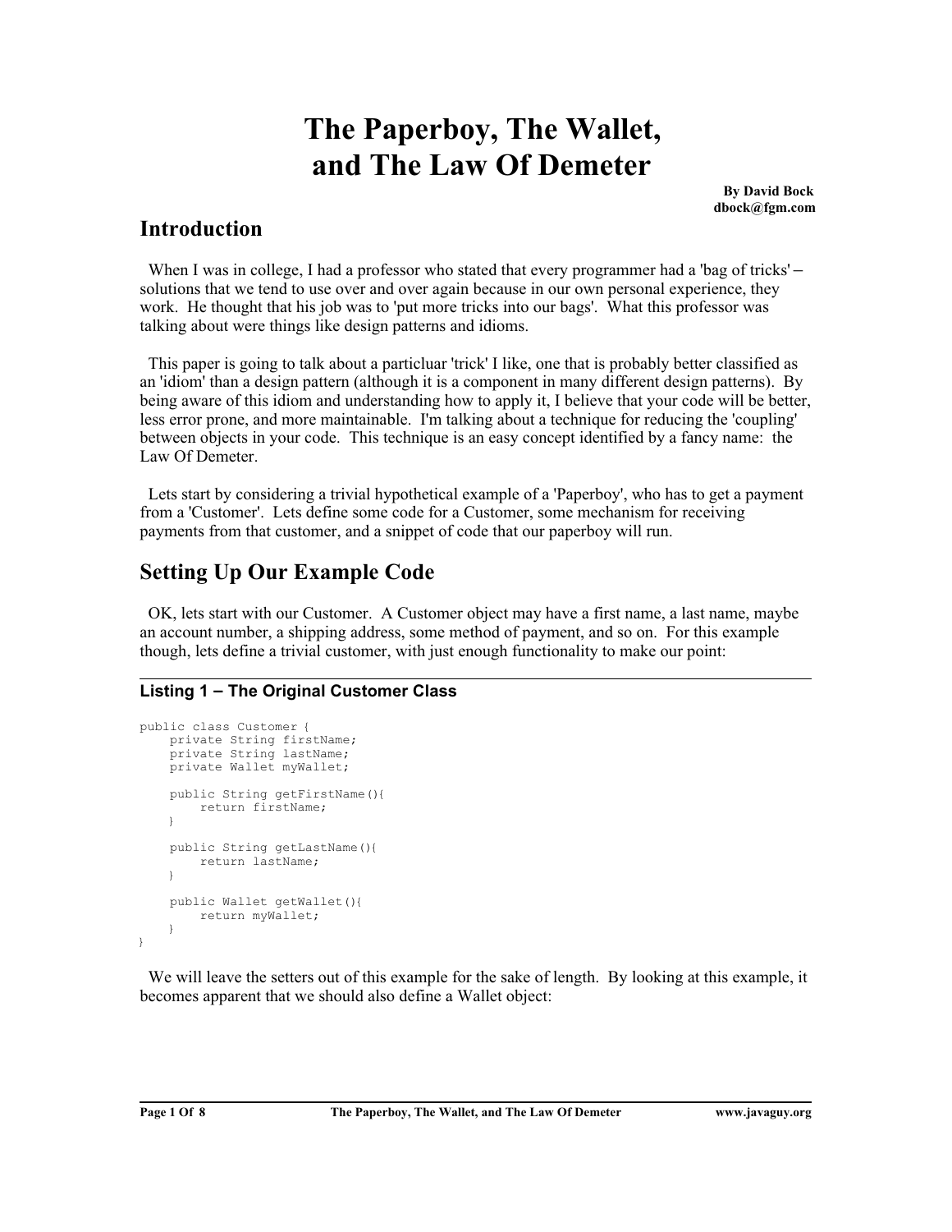# The Paperboy, The Wallet, and The Law Of Demeter

**By David Bock**
**dbock@fgm.com**

## Introduction

When I was in college, I had a professor who stated that every programmer had a 'bag of tricks' – solutions that we tend to use over and over again because in our own personal experience, they work. He thought that his job was to 'put more tricks into our bags'. What this professor was talking about were things like design patterns and idioms.

This paper is going to talk about a particluar 'trick' I like, one that is probably better classified as an 'idiom' than a design pattern (although it is a component in many different design patterns). By being aware of this idiom and understanding how to apply it, I believe that your code will be better, less error prone, and more maintainable. I'm talking about a technique for reducing the 'coupling' between objects in your code. This technique is an easy concept identified by a fancy name: the Law Of Demeter.

Lets start by considering a trivial hypothetical example of a 'Paperboy', who has to get a payment from a 'Customer'. Lets define some code for a Customer, some mechanism for receiving payments from that customer, and a snippet of code that our paperboy will run.

## Setting Up Our Example Code

OK, lets start with our Customer. A Customer object may have a first name, a last name, maybe an account number, a shipping address, some method of payment, and so on. For this example though, lets define a trivial customer, with just enough functionality to make our point:

### Listing 1 – The Original Customer Class

```
public class Customer {
    private String firstName;
    private String lastName;
    private Wallet myWallet;

    public String getFirstName(){
        return firstName;
    }

    public String getLastName(){
        return lastName;
    }

    public Wallet getWallet(){
        return myWallet;
    }
}
```

We will leave the setters out of this example for the sake of length. By looking at this example, it becomes apparent that we should also define a Wallet object: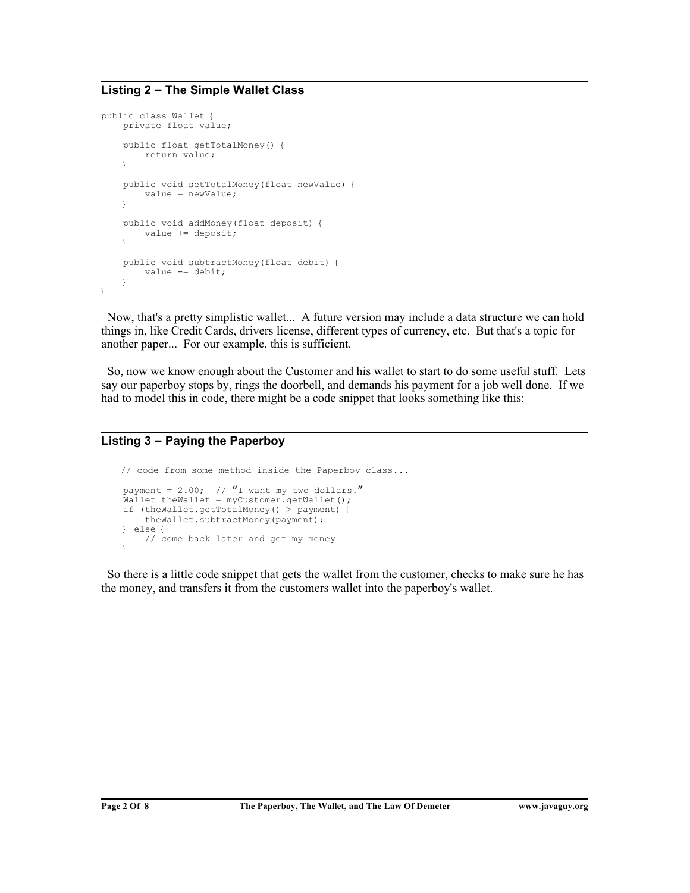### Listing 2 – The Simple Wallet Class

```
public class Wallet {
    private float value;

    public float getTotalMoney() {
        return value;
    }

    public void setTotalMoney(float newValue) {
        value = newValue;
    }

    public void addMoney(float deposit) {
        value += deposit;
    }

    public void subtractMoney(float debit) {
        value -= debit;
    }
}
```

Now, that's a pretty simplistic wallet... A future version may include a data structure we can hold things in, like Credit Cards, drivers license, different types of currency, etc. But that's a topic for another paper... For our example, this is sufficient.

So, now we know enough about the Customer and his wallet to start to do some useful stuff. Lets say our paperboy stops by, rings the doorbell, and demands his payment for a job well done. If we had to model this in code, there might be a code snippet that looks something like this:

### Listing 3 – Paying the Paperboy

```
// code from some method inside the Paperboy class...

payment = 2.00;  // "I want my two dollars!"
Wallet theWallet = myCustomer.getWallet();
if (theWallet.getTotalMoney() > payment) {
    theWallet.subtractMoney(payment);
} else {
    // come back later and get my money
}
```

So there is a little code snippet that gets the wallet from the customer, checks to make sure he has the money, and transfers it from the customers wallet into the paperboy's wallet.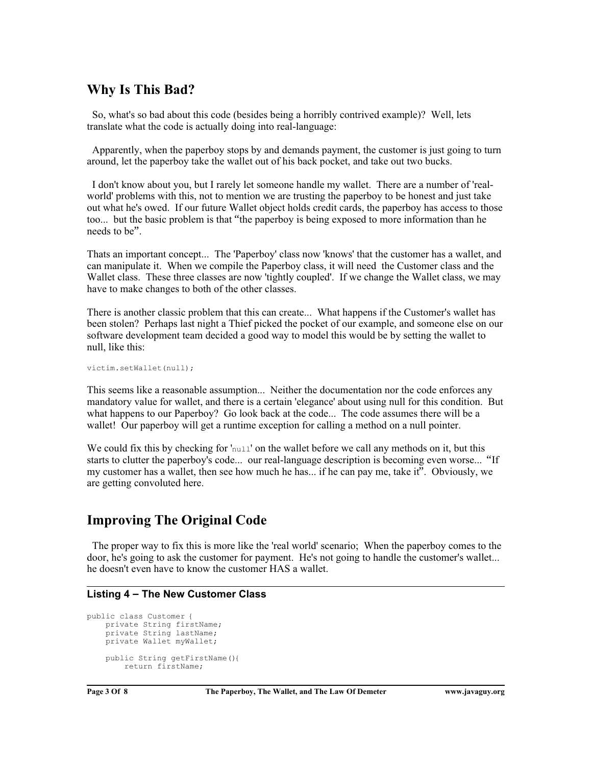## Why Is This Bad?

So, what's so bad about this code (besides being a horribly contrived example)? Well, lets translate what the code is actually doing into real-language:

Apparently, when the paperboy stops by and demands payment, the customer is just going to turn around, let the paperboy take the wallet out of his back pocket, and take out two bucks.

I don't know about you, but I rarely let someone handle my wallet. There are a number of 'real-world' problems with this, not to mention we are trusting the paperboy to be honest and just take out what he's owed. If our future Wallet object holds credit cards, the paperboy has access to those too... but the basic problem is that "the paperboy is being exposed to more information than he needs to be".

Thats an important concept... The 'Paperboy' class now 'knows' that the customer has a wallet, and can manipulate it. When we compile the Paperboy class, it will need the Customer class and the Wallet class. These three classes are now 'tightly coupled'. If we change the Wallet class, we may have to make changes to both of the other classes.

There is another classic problem that this can create... What happens if the Customer's wallet has been stolen? Perhaps last night a Thief picked the pocket of our example, and someone else on our software development team decided a good way to model this would be by setting the wallet to null, like this:

```
victim.setWallet(null);
```

This seems like a reasonable assumption... Neither the documentation nor the code enforces any mandatory value for wallet, and there is a certain 'elegance' about using null for this condition. But what happens to our Paperboy? Go look back at the code... The code assumes there will be a wallet! Our paperboy will get a runtime exception for calling a method on a null pointer.

We could fix this by checking for '`null`' on the wallet before we call any methods on it, but this starts to clutter the paperboy's code... our real-language description is becoming even worse... "If my customer has a wallet, then see how much he has... if he can pay me, take it". Obviously, we are getting convoluted here.

## Improving The Original Code

The proper way to fix this is more like the 'real world' scenario; When the paperboy comes to the door, he's going to ask the customer for payment. He's not going to handle the customer's wallet... he doesn't even have to know the customer HAS a wallet.

**Listing 4 – The New Customer Class**

```
public class Customer {
    private String firstName;
    private String lastName;
    private Wallet myWallet;

    public String getFirstName(){
        return firstName;
```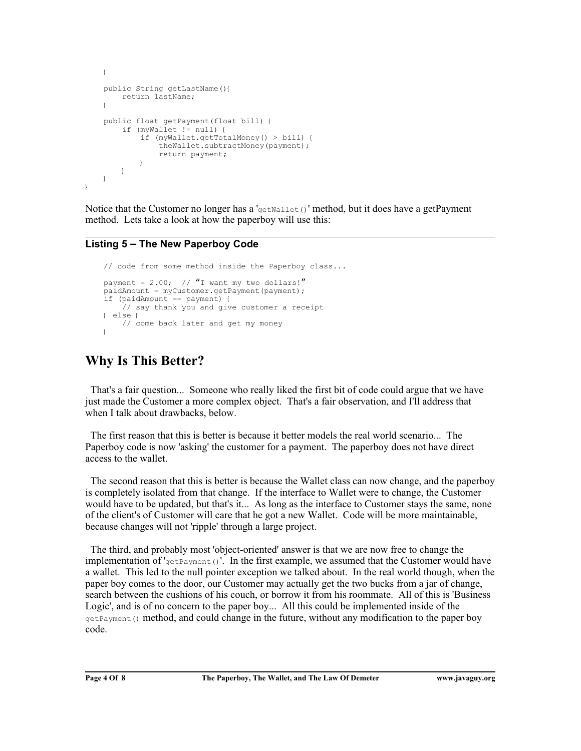```
    }

    public String getLastName(){
        return lastName;
    }

    public float getPayment(float bill) {
        if (myWallet != null) {
            if (myWallet.getTotalMoney() > bill) {
                theWallet.subtractMoney(payment);
                return payment;
            }
        }
    }
}
```

Notice that the Customer no longer has a 'getWallet()' method, but it does have a getPayment method. Lets take a look at how the paperboy will use this:

### Listing 5 – The New Paperboy Code

```
    // code from some method inside the Paperboy class...

    payment = 2.00;  // "I want my two dollars!"
    paidAmount = myCustomer.getPayment(payment);
    if (paidAmount == payment) {
        // say thank you and give customer a receipt
    } else {
        // come back later and get my money
    }
```

## Why Is This Better?

That's a fair question... Someone who really liked the first bit of code could argue that we have just made the Customer a more complex object. That's a fair observation, and I'll address that when I talk about drawbacks, below.

The first reason that this is better is because it better models the real world scenario... The Paperboy code is now 'asking' the customer for a payment. The paperboy does not have direct access to the wallet.

The second reason that this is better is because the Wallet class can now change, and the paperboy is completely isolated from that change. If the interface to Wallet were to change, the Customer would have to be updated, but that's it... As long as the interface to Customer stays the same, none of the client's of Customer will care that he got a new Wallet. Code will be more maintainable, because changes will not 'ripple' through a large project.

The third, and probably most 'object-oriented' answer is that we are now free to change the implementation of 'getPayment()'. In the first example, we assumed that the Customer would have a wallet. This led to the null pointer exception we talked about. In the real world though, when the paper boy comes to the door, our Customer may actually get the two bucks from a jar of change, search between the cushions of his couch, or borrow it from his roommate. All of this is 'Business Logic', and is of no concern to the paper boy... All this could be implemented inside of the getPayment() method, and could change in the future, without any modification to the paper boy code.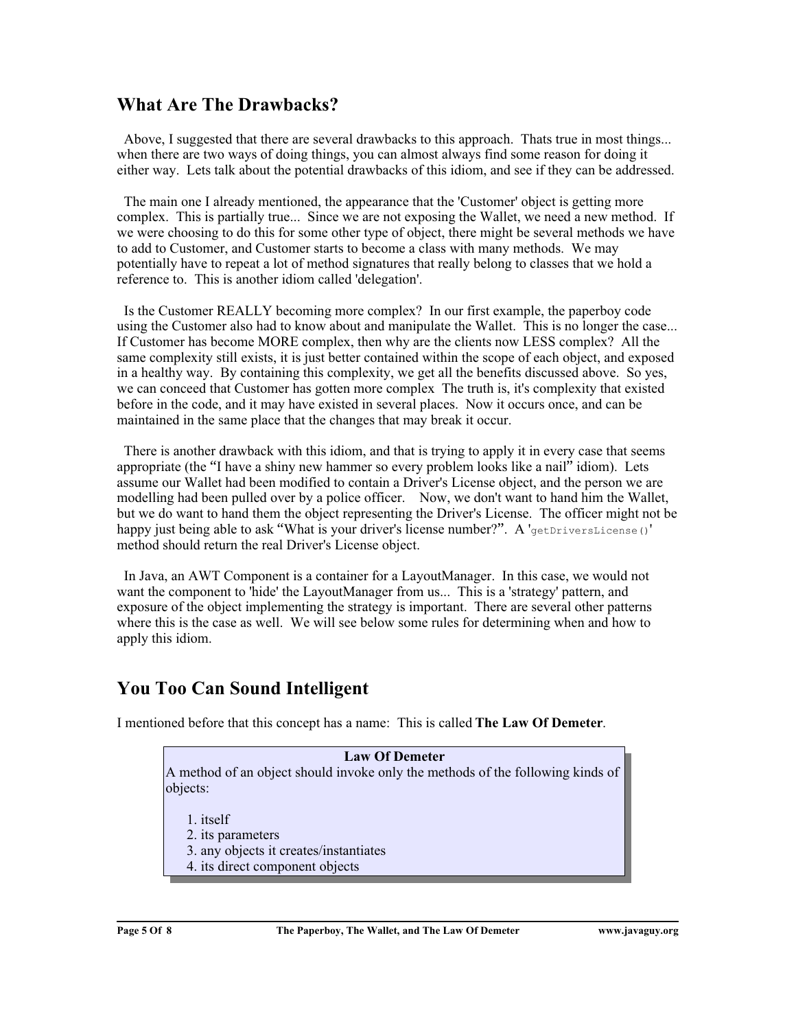## What Are The Drawbacks?

Above, I suggested that there are several drawbacks to this approach. Thats true in most things... when there are two ways of doing things, you can almost always find some reason for doing it either way. Lets talk about the potential drawbacks of this idiom, and see if they can be addressed.

The main one I already mentioned, the appearance that the 'Customer' object is getting more complex. This is partially true... Since we are not exposing the Wallet, we need a new method. If we were choosing to do this for some other type of object, there might be several methods we have to add to Customer, and Customer starts to become a class with many methods. We may potentially have to repeat a lot of method signatures that really belong to classes that we hold a reference to. This is another idiom called 'delegation'.

Is the Customer REALLY becoming more complex? In our first example, the paperboy code using the Customer also had to know about and manipulate the Wallet. This is no longer the case... If Customer has become MORE complex, then why are the clients now LESS complex? All the same complexity still exists, it is just better contained within the scope of each object, and exposed in a healthy way. By containing this complexity, we get all the benefits discussed above. So yes, we can conceed that Customer has gotten more complex The truth is, it's complexity that existed before in the code, and it may have existed in several places. Now it occurs once, and can be maintained in the same place that the changes that may break it occur.

There is another drawback with this idiom, and that is trying to apply it in every case that seems appropriate (the "I have a shiny new hammer so every problem looks like a nail" idiom). Lets assume our Wallet had been modified to contain a Driver's License object, and the person we are modelling had been pulled over by a police officer. Now, we don't want to hand him the Wallet, but we do want to hand them the object representing the Driver's License. The officer might not be happy just being able to ask "What is your driver's license number?". A '`getDriversLicense()`' method should return the real Driver's License object.

In Java, an AWT Component is a container for a LayoutManager. In this case, we would not want the component to 'hide' the LayoutManager from us... This is a 'strategy' pattern, and exposure of the object implementing the strategy is important. There are several other patterns where this is the case as well. We will see below some rules for determining when and how to apply this idiom.

## You Too Can Sound Intelligent

I mentioned before that this concept has a name: This is called **The Law Of Demeter**.

**Law Of Demeter**

A method of an object should invoke only the methods of the following kinds of objects:

1. itself
2. its parameters
3. any objects it creates/instantiates
4. its direct component objects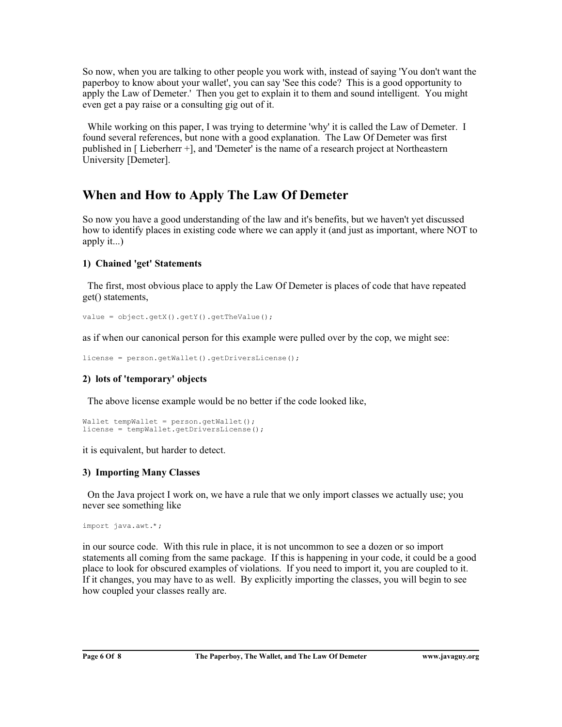So now, when you are talking to other people you work with, instead of saying 'You don't want the paperboy to know about your wallet', you can say 'See this code? This is a good opportunity to apply the Law of Demeter.' Then you get to explain it to them and sound intelligent. You might even get a pay raise or a consulting gig out of it.

While working on this paper, I was trying to determine 'why' it is called the Law of Demeter. I found several references, but none with a good explanation. The Law Of Demeter was first published in [ Lieberherr +], and 'Demeter' is the name of a research project at Northeastern University [Demeter].

## When and How to Apply The Law Of Demeter

So now you have a good understanding of the law and it's benefits, but we haven't yet discussed how to identify places in existing code where we can apply it (and just as important, where NOT to apply it...)

#### 1) Chained 'get' Statements

The first, most obvious place to apply the Law Of Demeter is places of code that have repeated get() statements,

```
value = object.getX().getY().getTheValue();
```

as if when our canonical person for this example were pulled over by the cop, we might see:

```
license = person.getWallet().getDriversLicense();
```

#### 2) lots of 'temporary' objects

The above license example would be no better if the code looked like,

```
Wallet tempWallet = person.getWallet();
license = tempWallet.getDriversLicense();
```

it is equivalent, but harder to detect.

#### 3) Importing Many Classes

On the Java project I work on, we have a rule that we only import classes we actually use; you never see something like

```
import java.awt.*;
```

in our source code. With this rule in place, it is not uncommon to see a dozen or so import statements all coming from the same package. If this is happening in your code, it could be a good place to look for obscured examples of violations. If you need to import it, you are coupled to it. If it changes, you may have to as well. By explicitly importing the classes, you will begin to see how coupled your classes really are.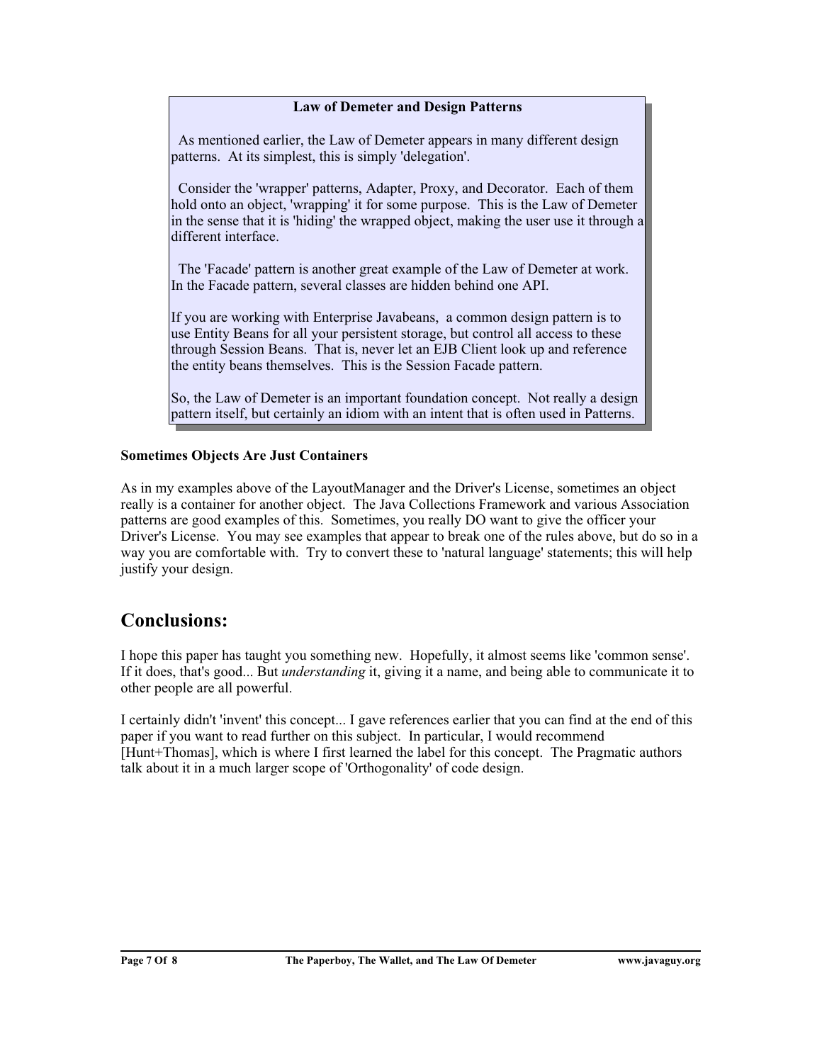**Law of Demeter and Design Patterns**

As mentioned earlier, the Law of Demeter appears in many different design patterns. At its simplest, this is simply 'delegation'.

Consider the 'wrapper' patterns, Adapter, Proxy, and Decorator. Each of them hold onto an object, 'wrapping' it for some purpose. This is the Law of Demeter in the sense that it is 'hiding' the wrapped object, making the user use it through a different interface.

The 'Facade' pattern is another great example of the Law of Demeter at work. In the Facade pattern, several classes are hidden behind one API.

If you are working with Enterprise Javabeans, a common design pattern is to use Entity Beans for all your persistent storage, but control all access to these through Session Beans. That is, never let an EJB Client look up and reference the entity beans themselves. This is the Session Facade pattern.

So, the Law of Demeter is an important foundation concept. Not really a design pattern itself, but certainly an idiom with an intent that is often used in Patterns.

**Sometimes Objects Are Just Containers**

As in my examples above of the LayoutManager and the Driver's License, sometimes an object really is a container for another object. The Java Collections Framework and various Association patterns are good examples of this. Sometimes, you really DO want to give the officer your Driver's License. You may see examples that appear to break one of the rules above, but do so in a way you are comfortable with. Try to convert these to 'natural language' statements; this will help justify your design.

## Conclusions:

I hope this paper has taught you something new. Hopefully, it almost seems like 'common sense'. If it does, that's good... But *understanding* it, giving it a name, and being able to communicate it to other people are all powerful.

I certainly didn't 'invent' this concept... I gave references earlier that you can find at the end of this paper if you want to read further on this subject. In particular, I would recommend [Hunt+Thomas], which is where I first learned the label for this concept. The Pragmatic authors talk about it in a much larger scope of 'Orthogonality' of code design.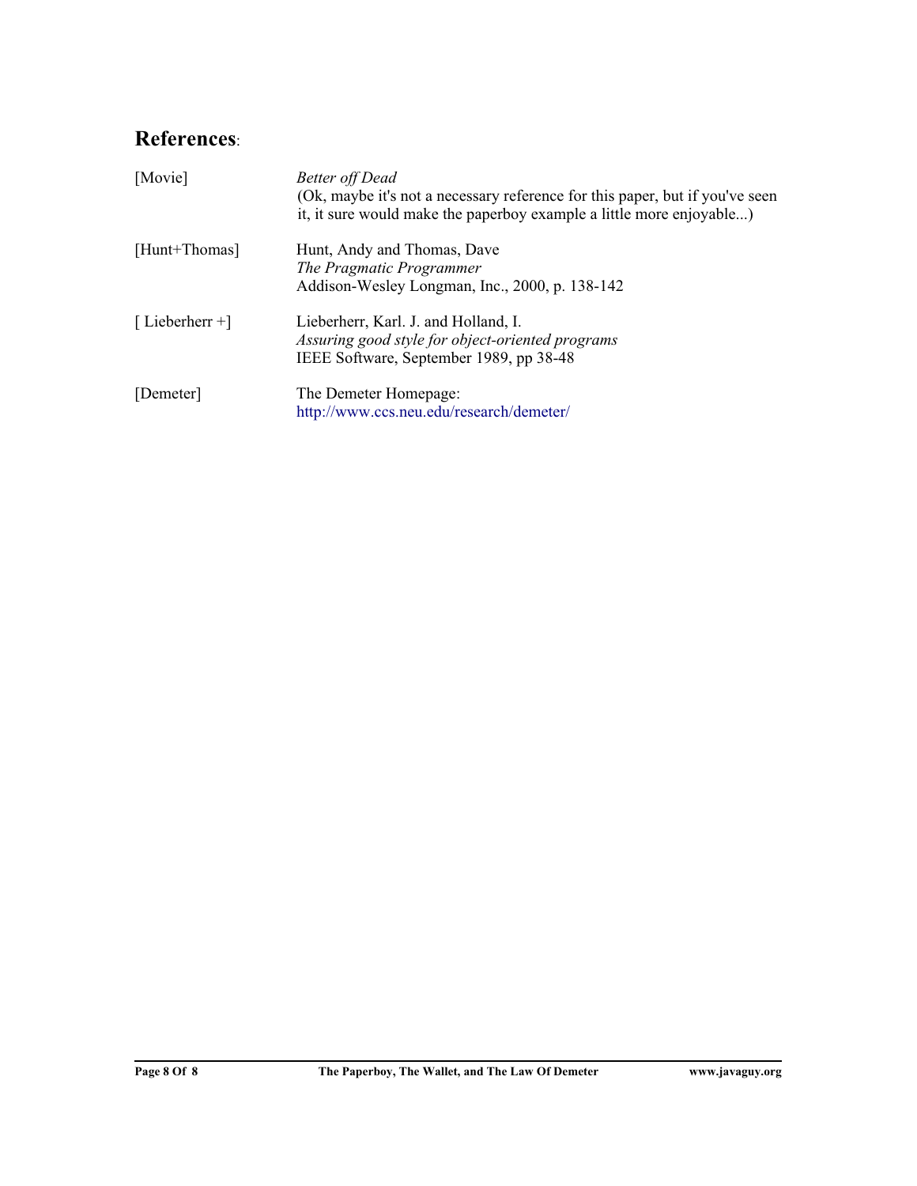## **References**:

[Movie] *Better off Dead*
(Ok, maybe it's not a necessary reference for this paper, but if you've seen it, it sure would make the paperboy example a little more enjoyable...)

[Hunt+Thomas] Hunt, Andy and Thomas, Dave
*The Pragmatic Programmer*
Addison-Wesley Longman, Inc., 2000, p. 138-142

[ Lieberherr +] Lieberherr, Karl. J. and Holland, I.
*Assuring good style for object-oriented programs*
IEEE Software, September 1989, pp 38-48

[Demeter] The Demeter Homepage:
http://www.ccs.neu.edu/research/demeter/